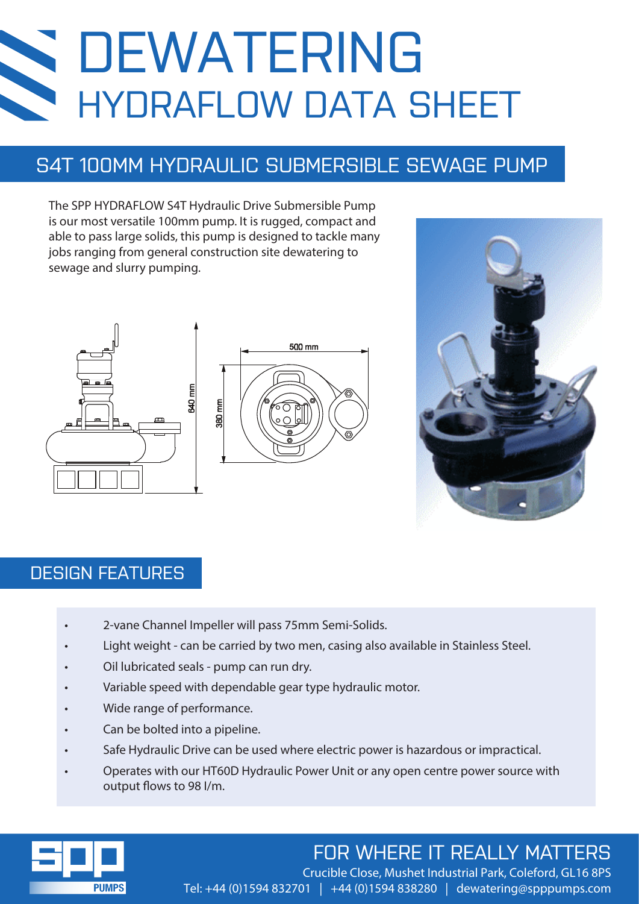# DEWATERING
## HYDRAFLOW DATA SHEET

## S4T 100MM HYDRAULIC SUBMERSIBLE SEWAGE PUMP

The SPP HYDRAFLOW S4T Hydraulic Drive Submersible Pump is our most versatile 100mm pump. It is rugged, compact and able to pass large solids, this pump is designed to tackle many jobs ranging from general construction site dewatering to sewage and slurry pumping.

640 mm

500 mm

380 mm

## DESIGN FEATURES

- 2-vane Channel Impeller will pass 75mm Semi-Solids.
- Light weight - can be carried by two men, casing also available in Stainless Steel.
- Oil lubricated seals - pump can run dry.
- Variable speed with dependable gear type hydraulic motor.
- Wide range of performance.
- Can be bolted into a pipeline.
- Safe Hydraulic Drive can be used where electric power is hazardous or impractical.
- Operates with our HT60D Hydraulic Power Unit or any open centre power source with output flows to 98 l/m.

SPP PUMPS

FOR WHERE IT REALLY MATTERS

Crucible Close, Mushet Industrial Park, Coleford, GL16 8PS

Tel: +44 (0)1594 832701 | +44 (0)1594 838280 | dewatering@spppumps.com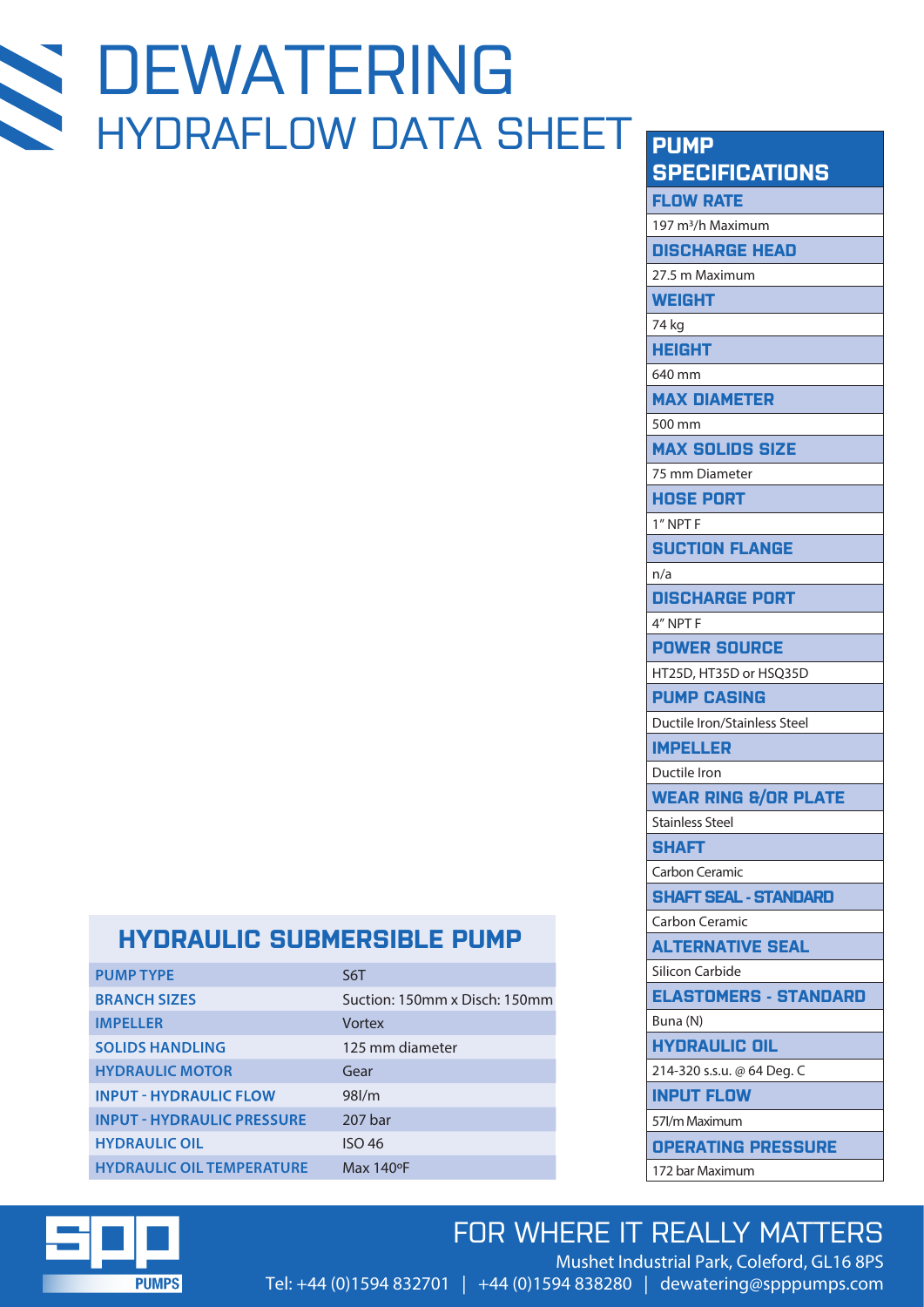# DEWATERING

## HYDRAFLOW DATA SHEET

## HYDRAULIC SUBMERSIBLE PUMP

| | |
|---|---|
| PUMP TYPE | S6T |
| BRANCH SIZES | Suction: 150mm x Disch: 150mm |
| IMPELLER | Vortex |
| SOLIDS HANDLING | 125 mm diameter |
| HYDRAULIC MOTOR | Gear |
| INPUT - HYDRAULIC FLOW | 98l/m |
| INPUT - HYDRAULIC PRESSURE | 207 bar |
| HYDRAULIC OIL | ISO 46 |
| HYDRAULIC OIL TEMPERATURE | Max 140ºF |

## PUMP SPECIFICATIONS

**FLOW RATE**
197 m³/h Maximum

**DISCHARGE HEAD**
27.5 m Maximum

**WEIGHT**
74 kg

**HEIGHT**
640 mm

**MAX DIAMETER**
500 mm

**MAX SOLIDS SIZE**
75 mm Diameter

**HOSE PORT**
1" NPT F

**SUCTION FLANGE**
n/a

**DISCHARGE PORT**
4" NPT F

**POWER SOURCE**
HT25D, HT35D or HSQ35D

**PUMP CASING**
Ductile Iron/Stainless Steel

**IMPELLER**
Ductile Iron

**WEAR RING &/OR PLATE**
Stainless Steel

**SHAFT**
Carbon Ceramic

**SHAFT SEAL - STANDARD**
Carbon Ceramic

**ALTERNATIVE SEAL**
Silicon Carbide

**ELASTOMERS - STANDARD**
Buna (N)

**HYDRAULIC OIL**
214-320 s.s.u. @ 64 Deg. C

**INPUT FLOW**
57l/m Maximum

**OPERATING PRESSURE**
172 bar Maximum

SPP PUMPS

FOR WHERE IT REALLY MATTERS

Mushet Industrial Park, Coleford, GL16 8PS

Tel: +44 (0)1594 832701 | +44 (0)1594 838280 | dewatering@spppumps.com